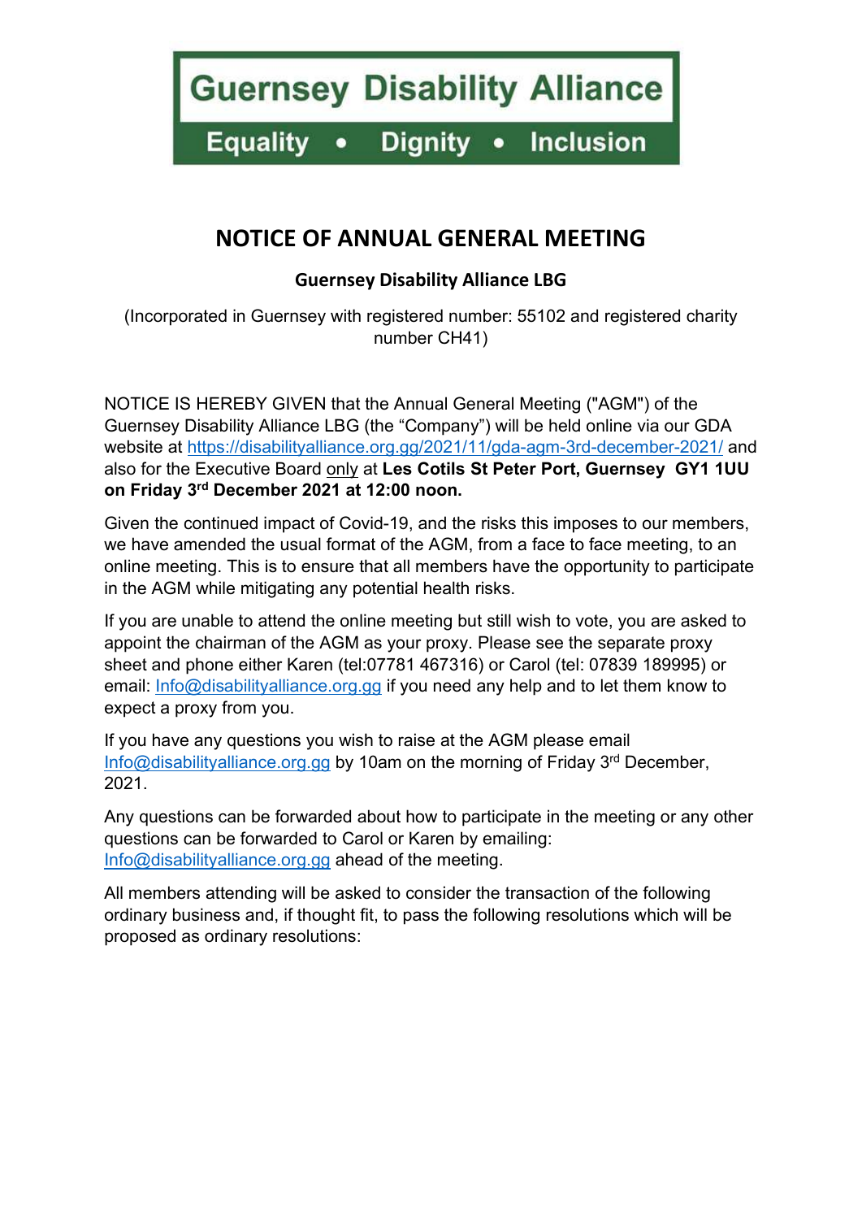**Guernsey Disability Alliance**

**Equality • Dignity • Inclusion**

# NOTICE OF ANNUAL GENERAL MEETING

### Guernsey Disability Alliance LBG

(Incorporated in Guernsey with registered number: 55102 and registered charity number CH41)

NOTICE IS HEREBY GIVEN that the Annual General Meeting ("AGM") of the Guernsey Disability Alliance LBG (the "Company") will be held online via our GDA website at https://disabilityalliance.org.gg/2021/11/gda-agm-3rd-december-2021/ and also for the Executive Board only at **Les Cotils St Peter Port, Guernsey GY1 1UU on Friday 3rd December 2021 at 12:00 noon.**

Given the continued impact of Covid-19, and the risks this imposes to our members, we have amended the usual format of the AGM, from a face to face meeting, to an online meeting. This is to ensure that all members have the opportunity to participate in the AGM while mitigating any potential health risks.

If you are unable to attend the online meeting but still wish to vote, you are asked to appoint the chairman of the AGM as your proxy. Please see the separate proxy sheet and phone either Karen (tel:07781 467316) or Carol (tel: 07839 189995) or email: Info@disabilityalliance.org.gg if you need any help and to let them know to expect a proxy from you.

If you have any questions you wish to raise at the AGM please email Info@disabilityalliance.org.gg by 10am on the morning of Friday 3rd December, 2021.

Any questions can be forwarded about how to participate in the meeting or any other questions can be forwarded to Carol or Karen by emailing: Info@disabilityalliance.org.gg ahead of the meeting.

All members attending will be asked to consider the transaction of the following ordinary business and, if thought fit, to pass the following resolutions which will be proposed as ordinary resolutions: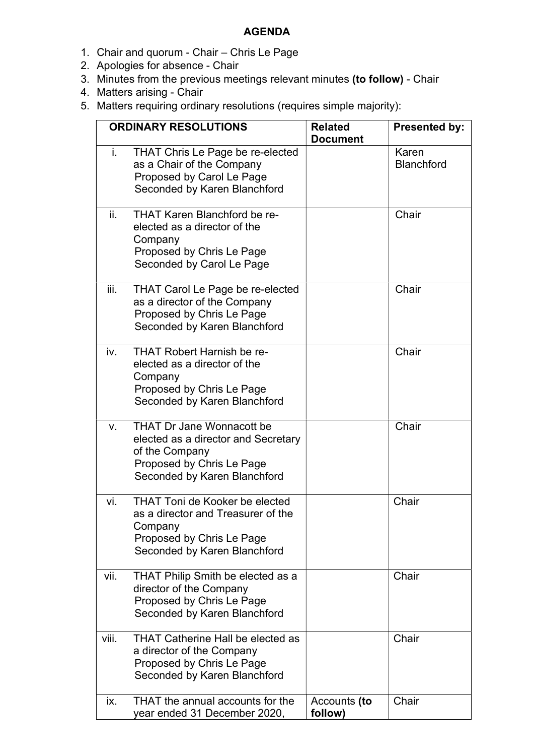**AGENDA**

1. Chair and quorum - Chair – Chris Le Page
2. Apologies for absence - Chair
3. Minutes from the previous meetings relevant minutes **(to follow)** - Chair
4. Matters arising - Chair
5. Matters requiring ordinary resolutions (requires simple majority):

| ORDINARY RESOLUTIONS | | Related Document | Presented by: |
|---|---|---|---|
| i. | THAT Chris Le Page be re-elected as a Chair of the Company<br>Proposed by Carol Le Page<br>Seconded by Karen Blanchford | | Karen Blanchford |
| ii. | THAT Karen Blanchford be re-elected as a director of the Company<br>Proposed by Chris Le Page<br>Seconded by Carol Le Page | | Chair |
| iii. | THAT Carol Le Page be re-elected as a director of the Company<br>Proposed by Chris Le Page<br>Seconded by Karen Blanchford | | Chair |
| iv. | THAT Robert Harnish be re-elected as a director of the Company<br>Proposed by Chris Le Page<br>Seconded by Karen Blanchford | | Chair |
| v. | THAT Dr Jane Wonnacott be elected as a director and Secretary of the Company<br>Proposed by Chris Le Page<br>Seconded by Karen Blanchford | | Chair |
| vi. | THAT Toni de Kooker be elected as a director and Treasurer of the Company<br>Proposed by Chris Le Page<br>Seconded by Karen Blanchford | | Chair |
| vii. | THAT Philip Smith be elected as a director of the Company<br>Proposed by Chris Le Page<br>Seconded by Karen Blanchford | | Chair |
| viii. | THAT Catherine Hall be elected as a director of the Company<br>Proposed by Chris Le Page<br>Seconded by Karen Blanchford | | Chair |
| ix. | THAT the annual accounts for the year ended 31 December 2020, | Accounts **(to follow)** | Chair |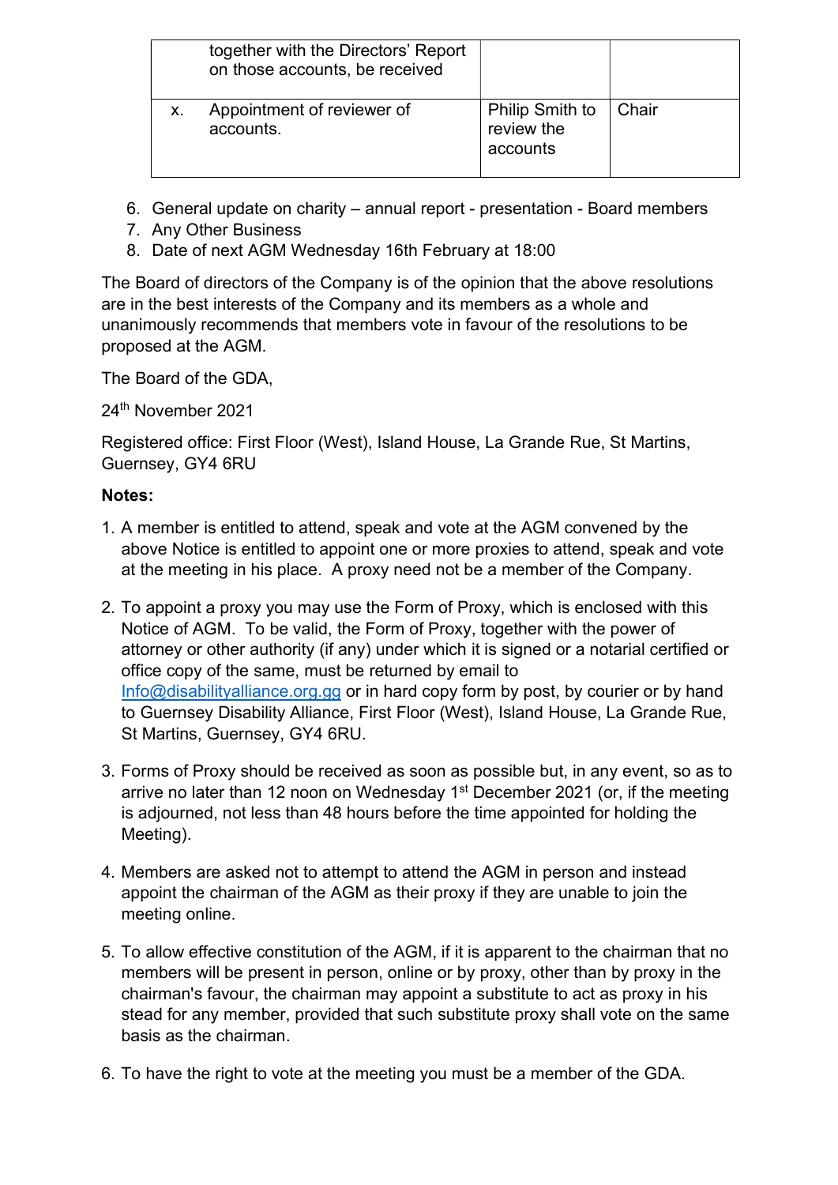|  |  |  |  |
|---|---|---|---|
|  | together with the Directors' Report on those accounts, be received |  |  |
| x. | Appointment of reviewer of accounts. | Philip Smith to review the accounts | Chair |

6. General update on charity – annual report - presentation - Board members
7. Any Other Business
8. Date of next AGM Wednesday 16th February at 18:00

The Board of directors of the Company is of the opinion that the above resolutions are in the best interests of the Company and its members as a whole and unanimously recommends that members vote in favour of the resolutions to be proposed at the AGM.

The Board of the GDA,

24th November 2021

Registered office: First Floor (West), Island House, La Grande Rue, St Martins, Guernsey, GY4 6RU

**Notes:**

1. A member is entitled to attend, speak and vote at the AGM convened by the above Notice is entitled to appoint one or more proxies to attend, speak and vote at the meeting in his place. A proxy need not be a member of the Company.

2. To appoint a proxy you may use the Form of Proxy, which is enclosed with this Notice of AGM. To be valid, the Form of Proxy, together with the power of attorney or other authority (if any) under which it is signed or a notarial certified or office copy of the same, must be returned by email to Info@disabilityalliance.org.gg or in hard copy form by post, by courier or by hand to Guernsey Disability Alliance, First Floor (West), Island House, La Grande Rue, St Martins, Guernsey, GY4 6RU.

3. Forms of Proxy should be received as soon as possible but, in any event, so as to arrive no later than 12 noon on Wednesday 1st December 2021 (or, if the meeting is adjourned, not less than 48 hours before the time appointed for holding the Meeting).

4. Members are asked not to attempt to attend the AGM in person and instead appoint the chairman of the AGM as their proxy if they are unable to join the meeting online.

5. To allow effective constitution of the AGM, if it is apparent to the chairman that no members will be present in person, online or by proxy, other than by proxy in the chairman's favour, the chairman may appoint a substitute to act as proxy in his stead for any member, provided that such substitute proxy shall vote on the same basis as the chairman.

6. To have the right to vote at the meeting you must be a member of the GDA.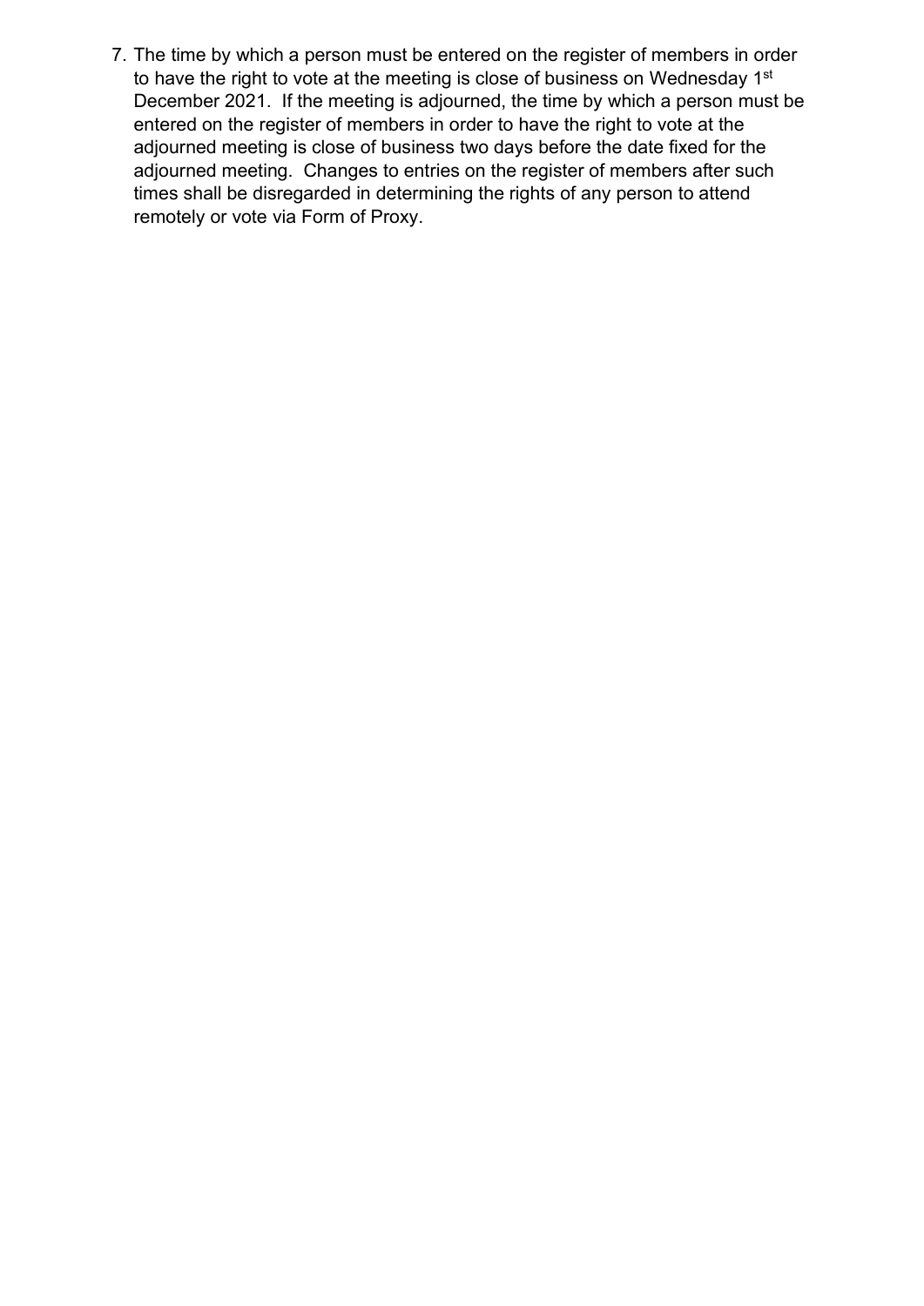7. The time by which a person must be entered on the register of members in order to have the right to vote at the meeting is close of business on Wednesday 1st December 2021. If the meeting is adjourned, the time by which a person must be entered on the register of members in order to have the right to vote at the adjourned meeting is close of business two days before the date fixed for the adjourned meeting. Changes to entries on the register of members after such times shall be disregarded in determining the rights of any person to attend remotely or vote via Form of Proxy.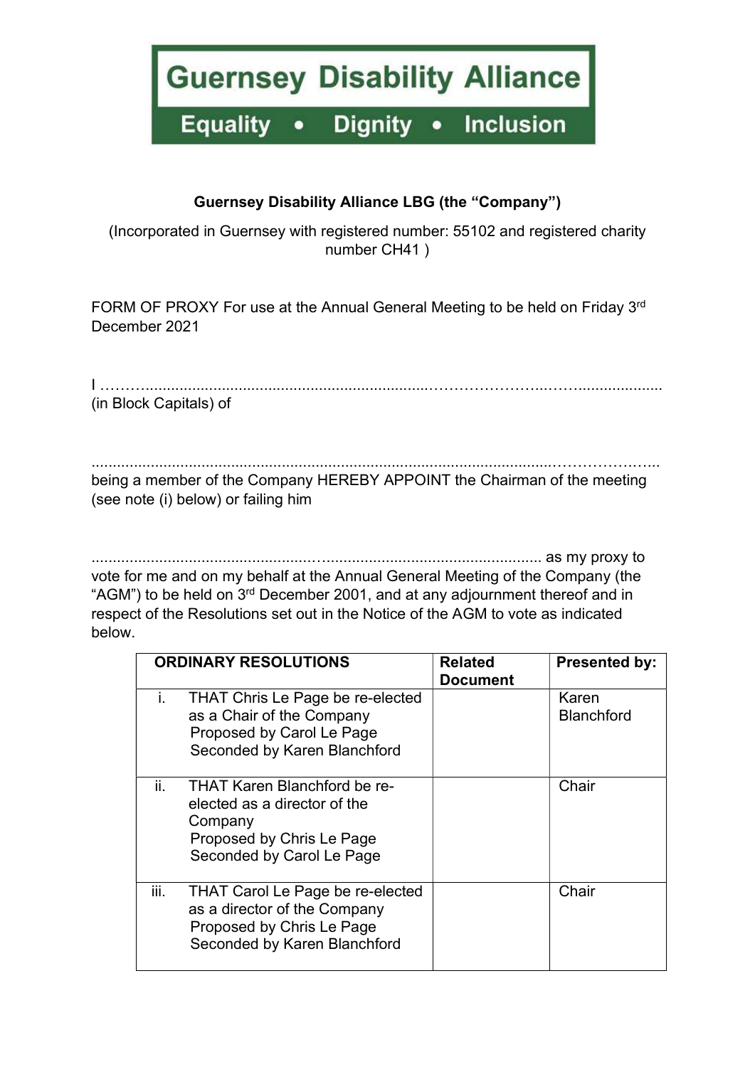**Guernsey Disability Alliance**

**Equality • Dignity • Inclusion**

**Guernsey Disability Alliance LBG (the "Company")**

(Incorporated in Guernsey with registered number: 55102 and registered charity number CH41 )

FORM OF PROXY For use at the Annual General Meeting to be held on Friday 3rd December 2021

I ………....................................................................…………………...……..................... (in Block Capitals) of

......................................................................................................………………... being a member of the Company HEREBY APPOINT the Chairman of the meeting (see note (i) below) or failing him

.....................................................….................................................... as my proxy to vote for me and on my behalf at the Annual General Meeting of the Company (the "AGM") to be held on 3rd December 2001, and at any adjournment thereof and in respect of the Resolutions set out in the Notice of the AGM to vote as indicated below.

| **ORDINARY RESOLUTIONS** | **Related Document** | **Presented by:** |
|---|---|---|
| i. THAT Chris Le Page be re-elected as a Chair of the Company<br>Proposed by Carol Le Page<br>Seconded by Karen Blanchford | | Karen Blanchford |
| ii. THAT Karen Blanchford be re-elected as a director of the Company<br>Proposed by Chris Le Page<br>Seconded by Carol Le Page | | Chair |
| iii. THAT Carol Le Page be re-elected as a director of the Company<br>Proposed by Chris Le Page<br>Seconded by Karen Blanchford | | Chair |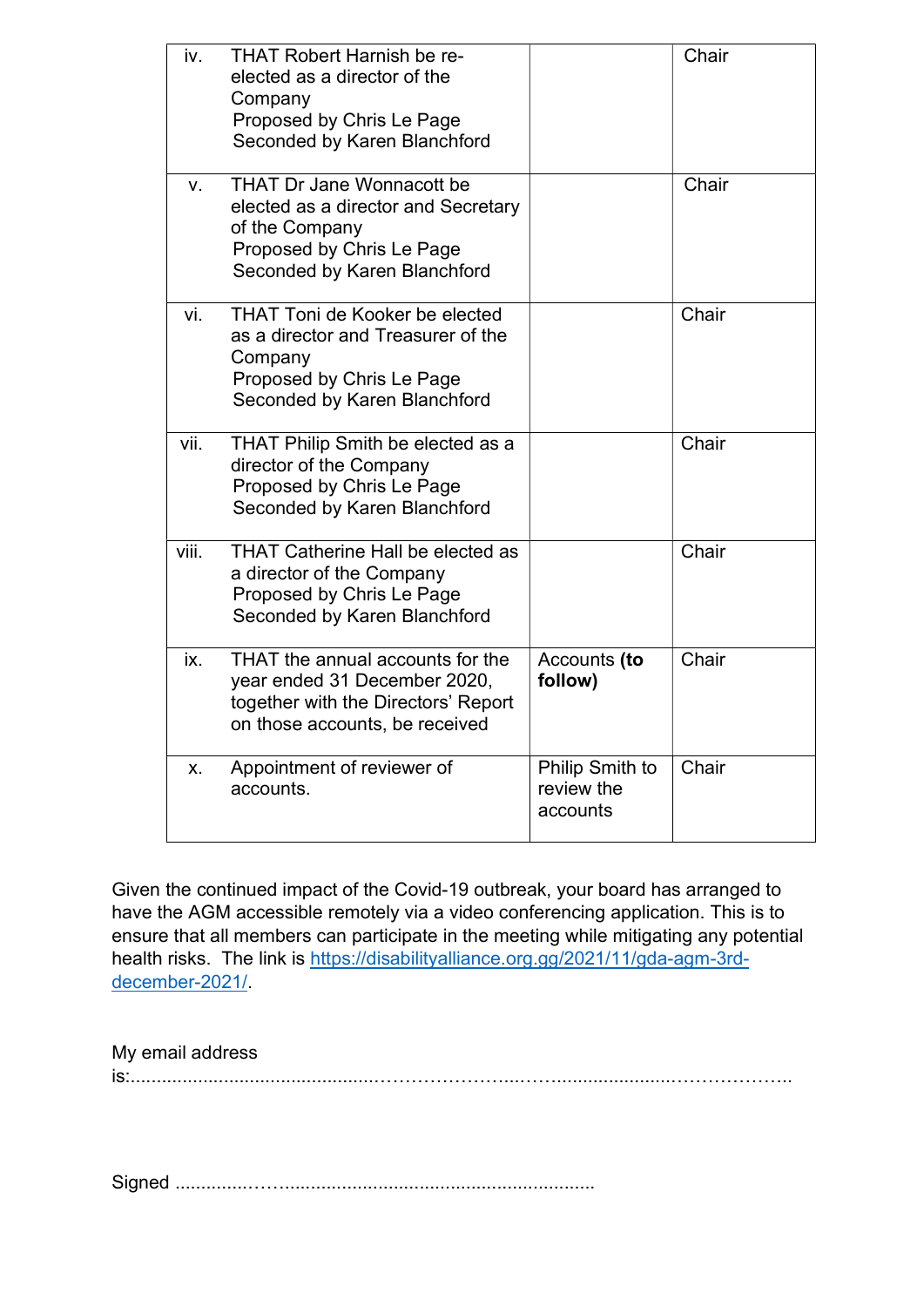| | | | |
|---|---|---|---|
| iv. | THAT Robert Harnish be re-elected as a director of the Company<br>Proposed by Chris Le Page<br>Seconded by Karen Blanchford | | Chair |
| v. | THAT Dr Jane Wonnacott be elected as a director and Secretary of the Company<br>Proposed by Chris Le Page<br>Seconded by Karen Blanchford | | Chair |
| vi. | THAT Toni de Kooker be elected as a director and Treasurer of the Company<br>Proposed by Chris Le Page<br>Seconded by Karen Blanchford | | Chair |
| vii. | THAT Philip Smith be elected as a director of the Company<br>Proposed by Chris Le Page<br>Seconded by Karen Blanchford | | Chair |
| viii. | THAT Catherine Hall be elected as a director of the Company<br>Proposed by Chris Le Page<br>Seconded by Karen Blanchford | | Chair |
| ix. | THAT the annual accounts for the year ended 31 December 2020, together with the Directors' Report on those accounts, be received | Accounts **(to follow)** | Chair |
| x. | Appointment of reviewer of accounts. | Philip Smith to review the accounts | Chair |

Given the continued impact of the Covid-19 outbreak, your board has arranged to have the AGM accessible remotely via a video conferencing application. This is to ensure that all members can participate in the meeting while mitigating any potential health risks. The link is [https://disabilityalliance.org.gg/2021/11/gda-agm-3rd-december-2021/](https://disabilityalliance.org.gg/2021/11/gda-agm-3rd-december-2021/).

My email address is:.............................................……………………...……...................………………..

Signed ..............……...........................................................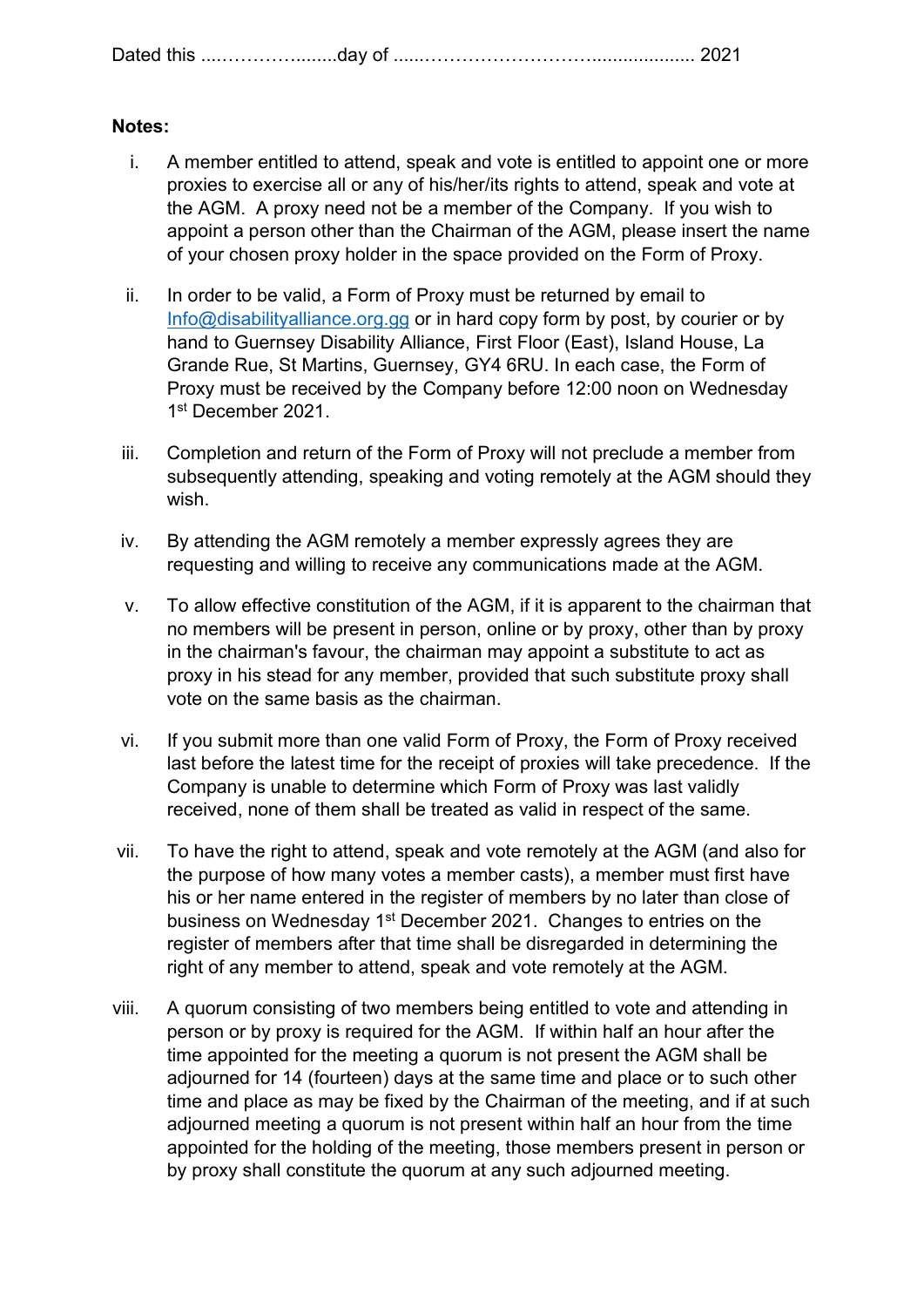Dated this ....………….........day of ......………………………................... 2021

**Notes:**

i. A member entitled to attend, speak and vote is entitled to appoint one or more proxies to exercise all or any of his/her/its rights to attend, speak and vote at the AGM. A proxy need not be a member of the Company. If you wish to appoint a person other than the Chairman of the AGM, please insert the name of your chosen proxy holder in the space provided on the Form of Proxy.

ii. In order to be valid, a Form of Proxy must be returned by email to Info@disabilityalliance.org.gg or in hard copy form by post, by courier or by hand to Guernsey Disability Alliance, First Floor (East), Island House, La Grande Rue, St Martins, Guernsey, GY4 6RU. In each case, the Form of Proxy must be received by the Company before 12:00 noon on Wednesday 1st December 2021.

iii. Completion and return of the Form of Proxy will not preclude a member from subsequently attending, speaking and voting remotely at the AGM should they wish.

iv. By attending the AGM remotely a member expressly agrees they are requesting and willing to receive any communications made at the AGM.

v. To allow effective constitution of the AGM, if it is apparent to the chairman that no members will be present in person, online or by proxy, other than by proxy in the chairman's favour, the chairman may appoint a substitute to act as proxy in his stead for any member, provided that such substitute proxy shall vote on the same basis as the chairman.

vi. If you submit more than one valid Form of Proxy, the Form of Proxy received last before the latest time for the receipt of proxies will take precedence. If the Company is unable to determine which Form of Proxy was last validly received, none of them shall be treated as valid in respect of the same.

vii. To have the right to attend, speak and vote remotely at the AGM (and also for the purpose of how many votes a member casts), a member must first have his or her name entered in the register of members by no later than close of business on Wednesday 1st December 2021. Changes to entries on the register of members after that time shall be disregarded in determining the right of any member to attend, speak and vote remotely at the AGM.

viii. A quorum consisting of two members being entitled to vote and attending in person or by proxy is required for the AGM. If within half an hour after the time appointed for the meeting a quorum is not present the AGM shall be adjourned for 14 (fourteen) days at the same time and place or to such other time and place as may be fixed by the Chairman of the meeting, and if at such adjourned meeting a quorum is not present within half an hour from the time appointed for the holding of the meeting, those members present in person or by proxy shall constitute the quorum at any such adjourned meeting.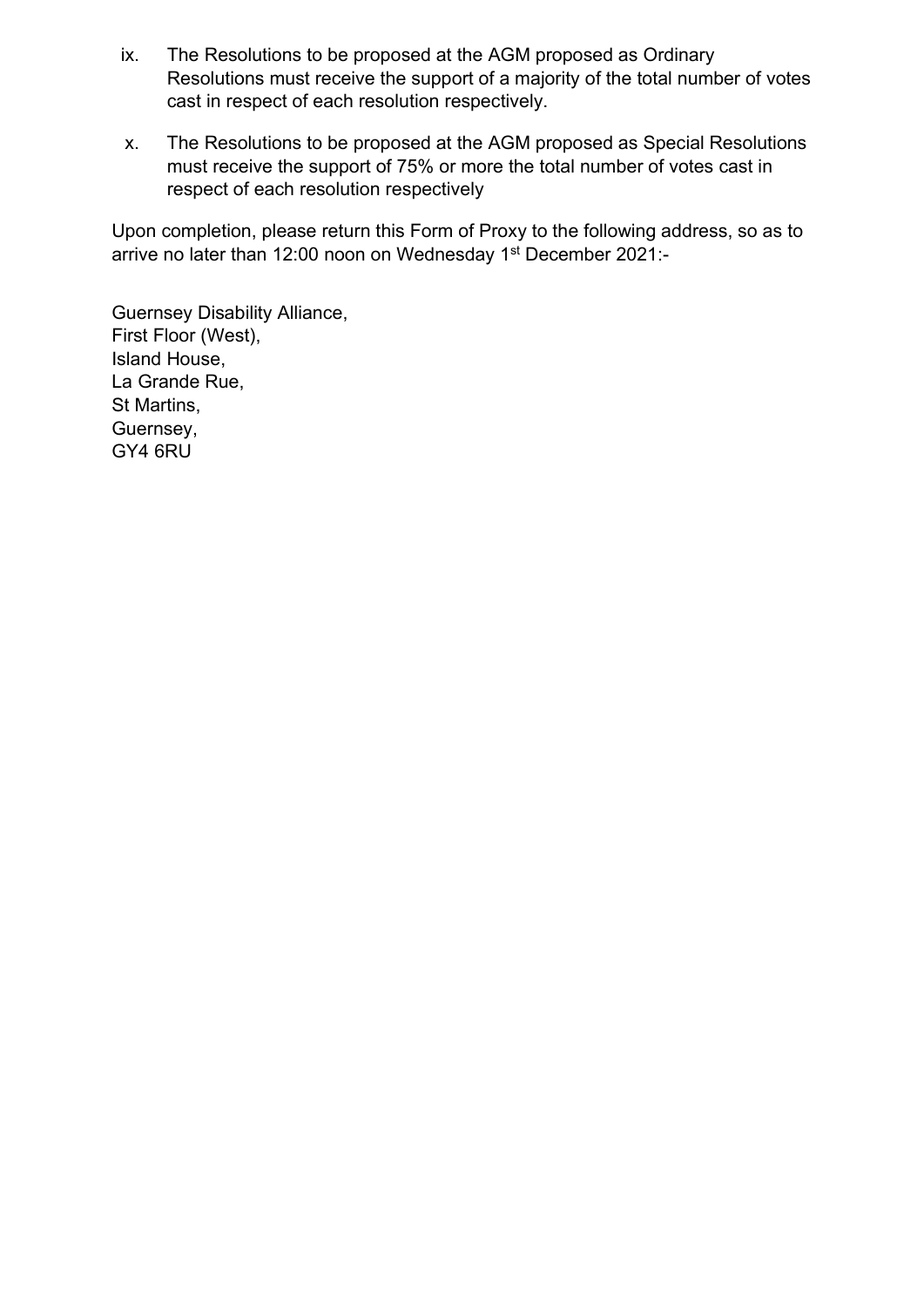ix. The Resolutions to be proposed at the AGM proposed as Ordinary Resolutions must receive the support of a majority of the total number of votes cast in respect of each resolution respectively.

x. The Resolutions to be proposed at the AGM proposed as Special Resolutions must receive the support of 75% or more the total number of votes cast in respect of each resolution respectively

Upon completion, please return this Form of Proxy to the following address, so as to arrive no later than 12:00 noon on Wednesday 1st December 2021:-

Guernsey Disability Alliance,
First Floor (West),
Island House,
La Grande Rue,
St Martins,
Guernsey,
GY4 6RU